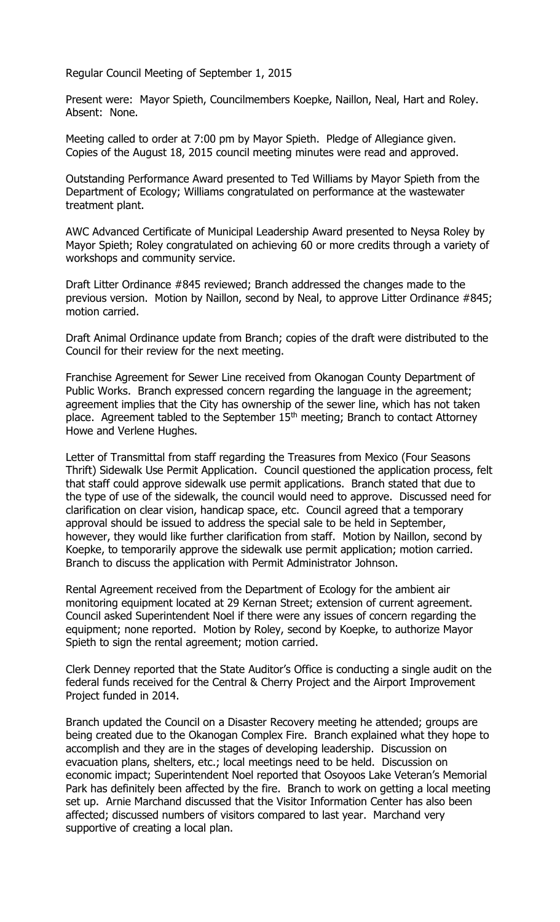Regular Council Meeting of September 1, 2015

Present were: Mayor Spieth, Councilmembers Koepke, Naillon, Neal, Hart and Roley. Absent: None.

Meeting called to order at 7:00 pm by Mayor Spieth. Pledge of Allegiance given. Copies of the August 18, 2015 council meeting minutes were read and approved.

Outstanding Performance Award presented to Ted Williams by Mayor Spieth from the Department of Ecology; Williams congratulated on performance at the wastewater treatment plant.

AWC Advanced Certificate of Municipal Leadership Award presented to Neysa Roley by Mayor Spieth; Roley congratulated on achieving 60 or more credits through a variety of workshops and community service.

Draft Litter Ordinance #845 reviewed; Branch addressed the changes made to the previous version. Motion by Naillon, second by Neal, to approve Litter Ordinance #845; motion carried.

Draft Animal Ordinance update from Branch; copies of the draft were distributed to the Council for their review for the next meeting.

Franchise Agreement for Sewer Line received from Okanogan County Department of Public Works. Branch expressed concern regarding the language in the agreement; agreement implies that the City has ownership of the sewer line, which has not taken place. Agreement tabled to the September 15th meeting; Branch to contact Attorney Howe and Verlene Hughes.

Letter of Transmittal from staff regarding the Treasures from Mexico (Four Seasons Thrift) Sidewalk Use Permit Application. Council questioned the application process, felt that staff could approve sidewalk use permit applications. Branch stated that due to the type of use of the sidewalk, the council would need to approve. Discussed need for clarification on clear vision, handicap space, etc. Council agreed that a temporary approval should be issued to address the special sale to be held in September, however, they would like further clarification from staff. Motion by Naillon, second by Koepke, to temporarily approve the sidewalk use permit application; motion carried. Branch to discuss the application with Permit Administrator Johnson.

Rental Agreement received from the Department of Ecology for the ambient air monitoring equipment located at 29 Kernan Street; extension of current agreement. Council asked Superintendent Noel if there were any issues of concern regarding the equipment; none reported. Motion by Roley, second by Koepke, to authorize Mayor Spieth to sign the rental agreement; motion carried.

Clerk Denney reported that the State Auditor's Office is conducting a single audit on the federal funds received for the Central & Cherry Project and the Airport Improvement Project funded in 2014.

Branch updated the Council on a Disaster Recovery meeting he attended; groups are being created due to the Okanogan Complex Fire. Branch explained what they hope to accomplish and they are in the stages of developing leadership. Discussion on evacuation plans, shelters, etc.; local meetings need to be held. Discussion on economic impact; Superintendent Noel reported that Osoyoos Lake Veteran's Memorial Park has definitely been affected by the fire. Branch to work on getting a local meeting set up. Arnie Marchand discussed that the Visitor Information Center has also been affected; discussed numbers of visitors compared to last year. Marchand very supportive of creating a local plan.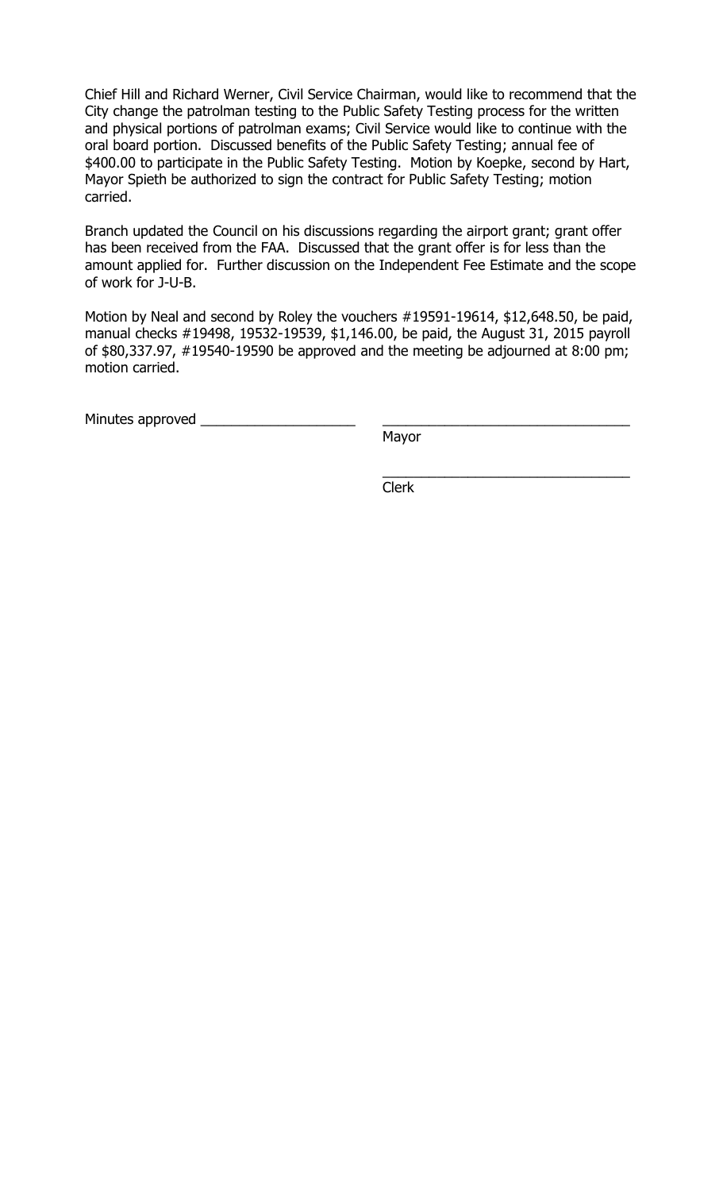Chief Hill and Richard Werner, Civil Service Chairman, would like to recommend that the City change the patrolman testing to the Public Safety Testing process for the written and physical portions of patrolman exams; Civil Service would like to continue with the oral board portion. Discussed benefits of the Public Safety Testing; annual fee of $400.00 to participate in the Public Safety Testing. Motion by Koepke, second by Hart, Mayor Spieth be authorized to sign the contract for Public Safety Testing; motion carried.

Branch updated the Council on his discussions regarding the airport grant; grant offer has been received from the FAA. Discussed that the grant offer is for less than the amount applied for. Further discussion on the Independent Fee Estimate and the scope of work for J-U-B.

Motion by Neal and second by Roley the vouchers #19591-19614, $12,648.50, be paid, manual checks #19498, 19532-19539, $1,146.00, be paid, the August 31, 2015 payroll of $80,337.97, #19540-19590 be approved and the meeting be adjourned at 8:00 pm; motion carried.

Minutes approved ____________________ ________________________________

Mayor

________________________________

Clerk